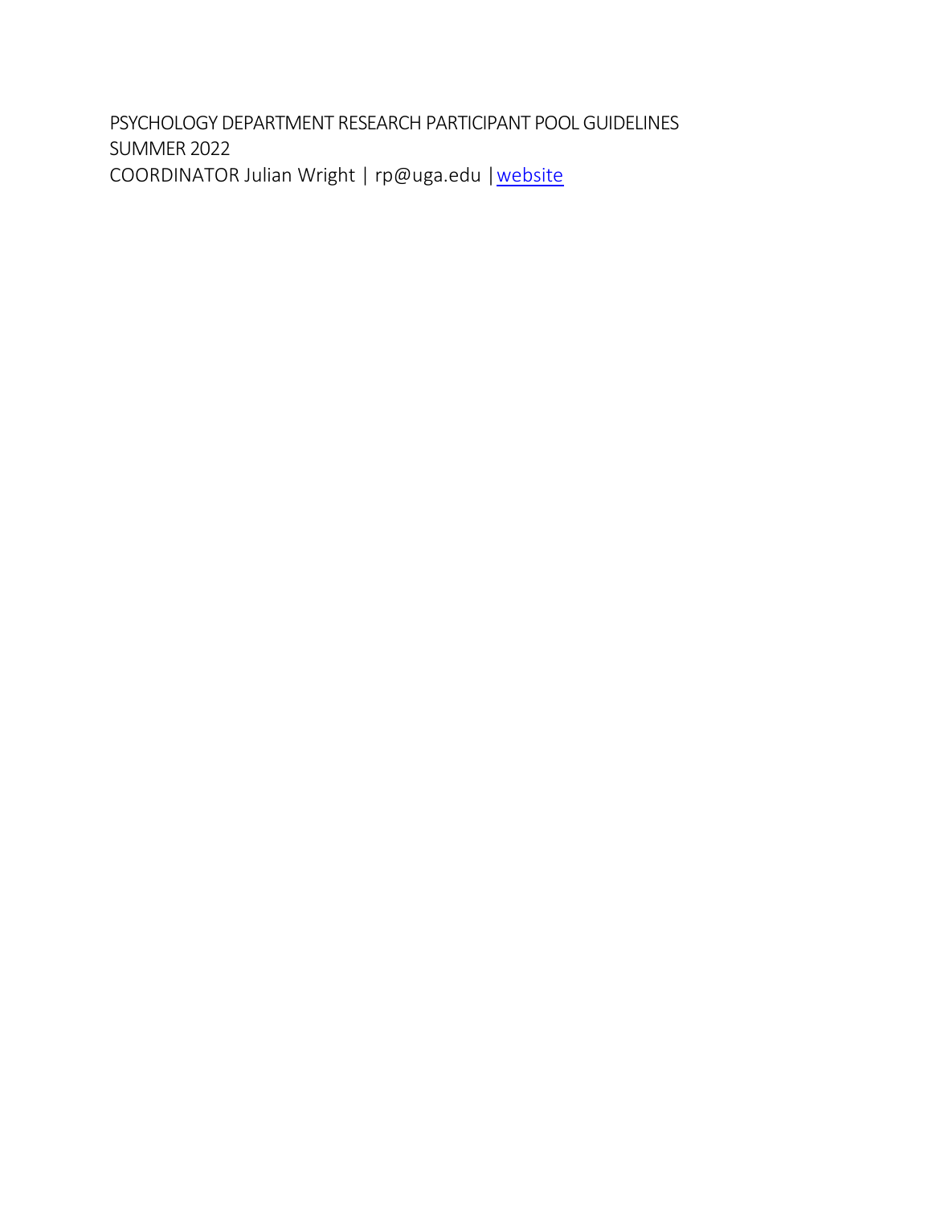PSYCHOLOGY DEPARTMENT RESEARCH PARTICIPANT POOL GUIDELINES
SUMMER 2022
COORDINATOR Julian Wright | rp@uga.edu | website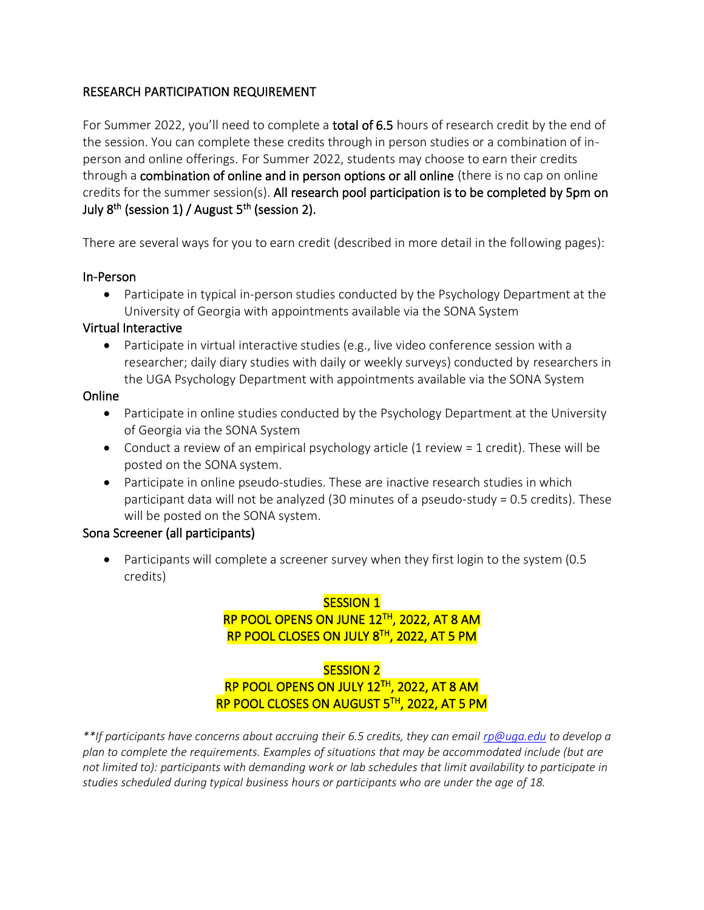## RESEARCH PARTICIPATION REQUIREMENT

For Summer 2022, you'll need to complete a **total of 6.5** hours of research credit by the end of the session. You can complete these credits through in person studies or a combination of in-person and online offerings. For Summer 2022, students may choose to earn their credits through a **combination of online and in person options or all online** (there is no cap on online credits for the summer session(s). **All research pool participation is to be completed by 5pm on July 8th (session 1) / August 5th (session 2).**

There are several ways for you to earn credit (described in more detail in the following pages):

### In-Person

- Participate in typical in-person studies conducted by the Psychology Department at the University of Georgia with appointments available via the SONA System

### Virtual Interactive

- Participate in virtual interactive studies (e.g., live video conference session with a researcher; daily diary studies with daily or weekly surveys) conducted by researchers in the UGA Psychology Department with appointments available via the SONA System

### Online

- Participate in online studies conducted by the Psychology Department at the University of Georgia via the SONA System
- Conduct a review of an empirical psychology article (1 review = 1 credit). These will be posted on the SONA system.
- Participate in online pseudo-studies. These are inactive research studies in which participant data will not be analyzed (30 minutes of a pseudo-study = 0.5 credits). These will be posted on the SONA system.

### Sona Screener (all participants)

- Participants will complete a screener survey when they first login to the system (0.5 credits)

**SESSION 1**
**RP POOL OPENS ON JUNE 12TH, 2022, AT 8 AM**
**RP POOL CLOSES ON JULY 8TH, 2022, AT 5 PM**

**SESSION 2**
**RP POOL OPENS ON JULY 12TH, 2022, AT 8 AM**
**RP POOL CLOSES ON AUGUST 5TH, 2022, AT 5 PM**

*\*\*If participants have concerns about accruing their 6.5 credits, they can email rp@uga.edu to develop a plan to complete the requirements. Examples of situations that may be accommodated include (but are not limited to): participants with demanding work or lab schedules that limit availability to participate in studies scheduled during typical business hours or participants who are under the age of 18.*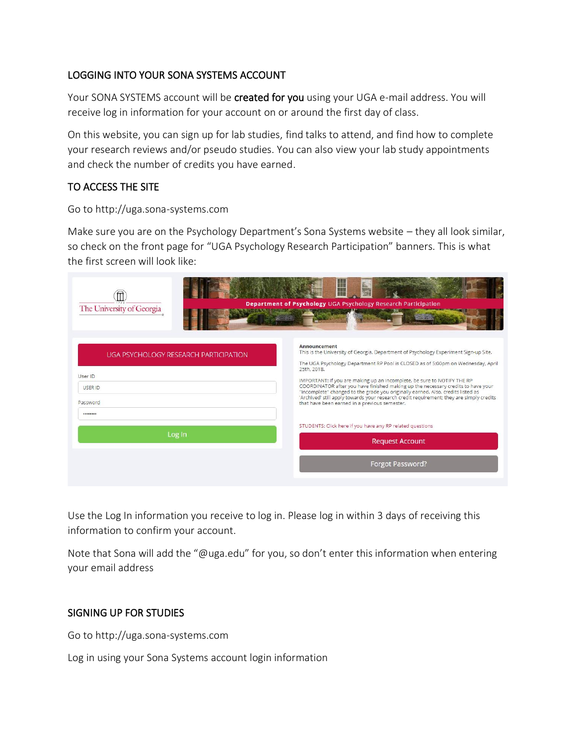## LOGGING INTO YOUR SONA SYSTEMS ACCOUNT

Your SONA SYSTEMS account will be **created for you** using your UGA e-mail address. You will receive log in information for your account on or around the first day of class.

On this website, you can sign up for lab studies, find talks to attend, and find how to complete your research reviews and/or pseudo studies. You can also view your lab study appointments and check the number of credits you have earned.

## TO ACCESS THE SITE

Go to http://uga.sona-systems.com

Make sure you are on the Psychology Department's Sona Systems website – they all look similar, so check on the front page for "UGA Psychology Research Participation" banners. This is what the first screen will look like:

The University of Georgia

**Department of Psychology** UGA Psychology Research Participation

UGA PSYCHOLOGY RESEARCH PARTICIPATION

User ID

USER ID

Password

••••••••

Log In

**Announcement**
This is the University of Georgia, Department of Psychology Experiment Sign-up Site.

The UGA Psychology Department RP Pool is CLOSED as of 5:00pm on Wednesday, April 25th, 2018.

IMPORTANT: If you are making up an incomplete, be sure to NOTIFY THE RP COORDINATOR after you have finished making up the necessary credits to have your "Incomplete" changed to the grade you originally earned. Also, credits listed as 'Archived' still apply towards your research credit requirement; they are simply credits that have been earned in a previous semester.

STUDENTS: Click here if you have any RP related questions

Request Account

Forgot Password?

Use the Log In information you receive to log in. Please log in within 3 days of receiving this information to confirm your account.

Note that Sona will add the "@uga.edu" for you, so don't enter this information when entering your email address

## SIGNING UP FOR STUDIES

Go to http://uga.sona-systems.com

Log in using your Sona Systems account login information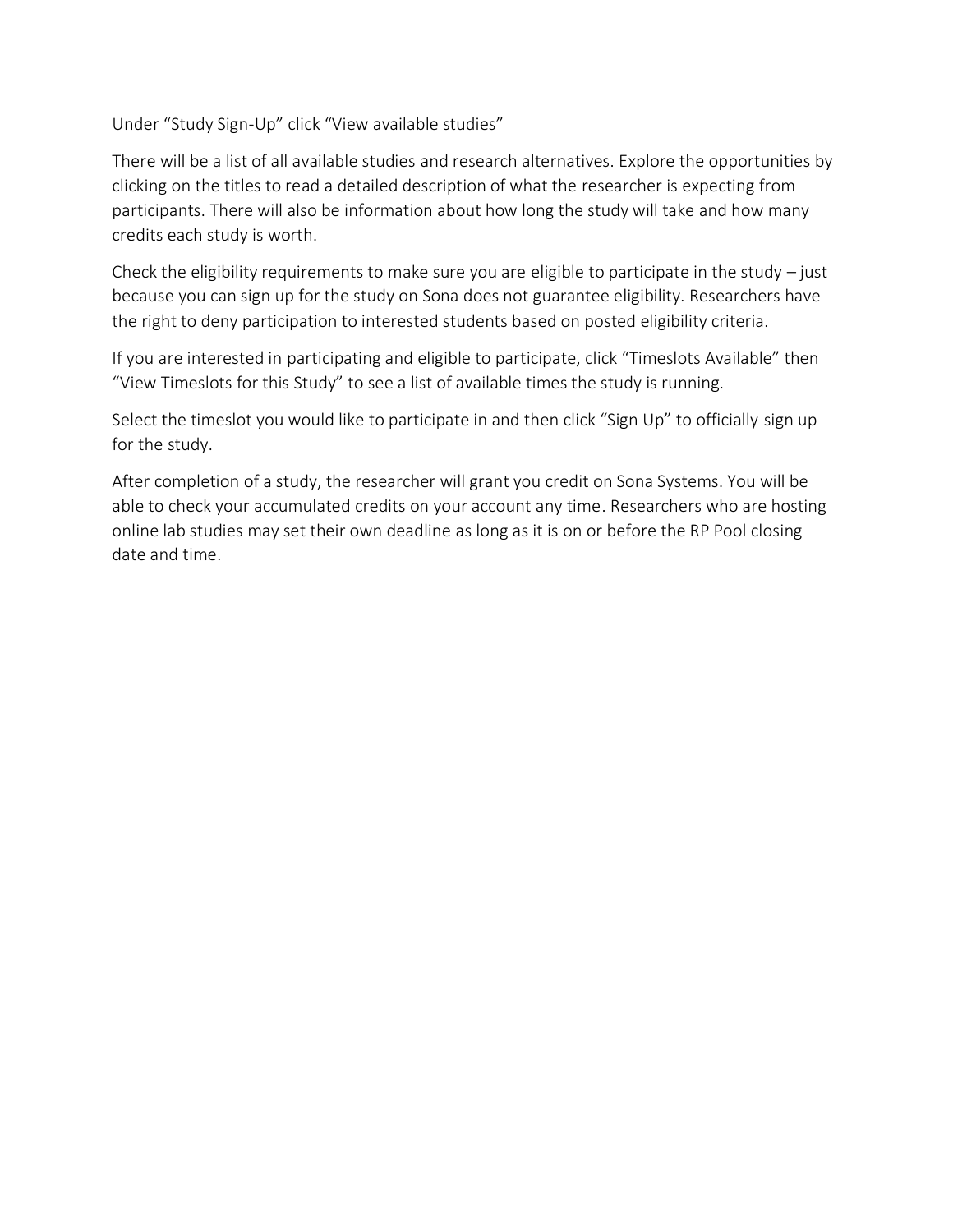Under “Study Sign-Up” click “View available studies”

There will be a list of all available studies and research alternatives. Explore the opportunities by clicking on the titles to read a detailed description of what the researcher is expecting from participants. There will also be information about how long the study will take and how many credits each study is worth.

Check the eligibility requirements to make sure you are eligible to participate in the study – just because you can sign up for the study on Sona does not guarantee eligibility. Researchers have the right to deny participation to interested students based on posted eligibility criteria.

If you are interested in participating and eligible to participate, click “Timeslots Available” then “View Timeslots for this Study” to see a list of available times the study is running.

Select the timeslot you would like to participate in and then click “Sign Up” to officially sign up for the study.

After completion of a study, the researcher will grant you credit on Sona Systems. You will be able to check your accumulated credits on your account any time. Researchers who are hosting online lab studies may set their own deadline as long as it is on or before the RP Pool closing date and time.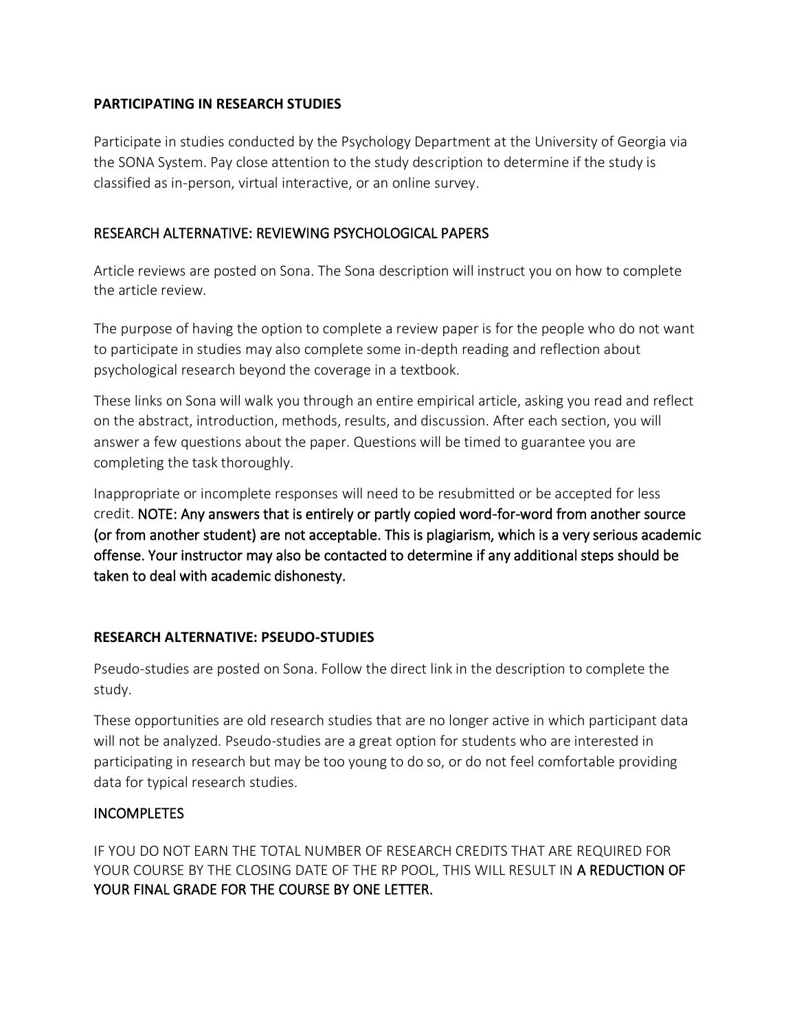**PARTICIPATING IN RESEARCH STUDIES**

Participate in studies conducted by the Psychology Department at the University of Georgia via the SONA System. Pay close attention to the study description to determine if the study is classified as in-person, virtual interactive, or an online survey.

RESEARCH ALTERNATIVE: REVIEWING PSYCHOLOGICAL PAPERS

Article reviews are posted on Sona. The Sona description will instruct you on how to complete the article review.

The purpose of having the option to complete a review paper is for the people who do not want to participate in studies may also complete some in-depth reading and reflection about psychological research beyond the coverage in a textbook.

These links on Sona will walk you through an entire empirical article, asking you read and reflect on the abstract, introduction, methods, results, and discussion. After each section, you will answer a few questions about the paper. Questions will be timed to guarantee you are completing the task thoroughly.

Inappropriate or incomplete responses will need to be resubmitted or be accepted for less credit. NOTE: Any answers that is entirely or partly copied word-for-word from another source (or from another student) are not acceptable. This is plagiarism, which is a very serious academic offense. Your instructor may also be contacted to determine if any additional steps should be taken to deal with academic dishonesty.

**RESEARCH ALTERNATIVE: PSEUDO-STUDIES**

Pseudo-studies are posted on Sona. Follow the direct link in the description to complete the study.

These opportunities are old research studies that are no longer active in which participant data will not be analyzed. Pseudo-studies are a great option for students who are interested in participating in research but may be too young to do so, or do not feel comfortable providing data for typical research studies.

INCOMPLETES

IF YOU DO NOT EARN THE TOTAL NUMBER OF RESEARCH CREDITS THAT ARE REQUIRED FOR YOUR COURSE BY THE CLOSING DATE OF THE RP POOL, THIS WILL RESULT IN A REDUCTION OF YOUR FINAL GRADE FOR THE COURSE BY ONE LETTER.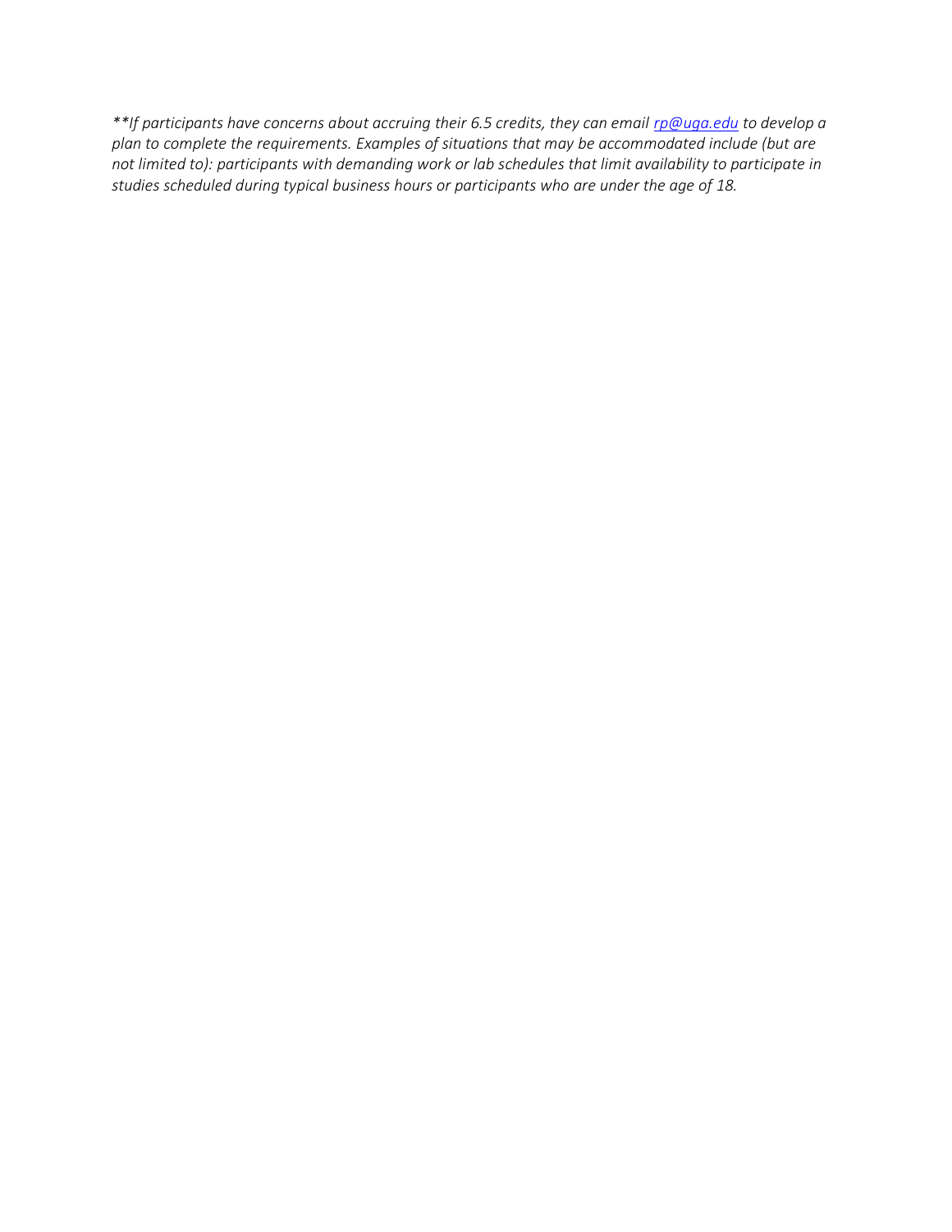*\*\*If participants have concerns about accruing their 6.5 credits, they can email [rp@uga.edu](mailto:rp@uga.edu) to develop a plan to complete the requirements. Examples of situations that may be accommodated include (but are not limited to): participants with demanding work or lab schedules that limit availability to participate in studies scheduled during typical business hours or participants who are under the age of 18.*